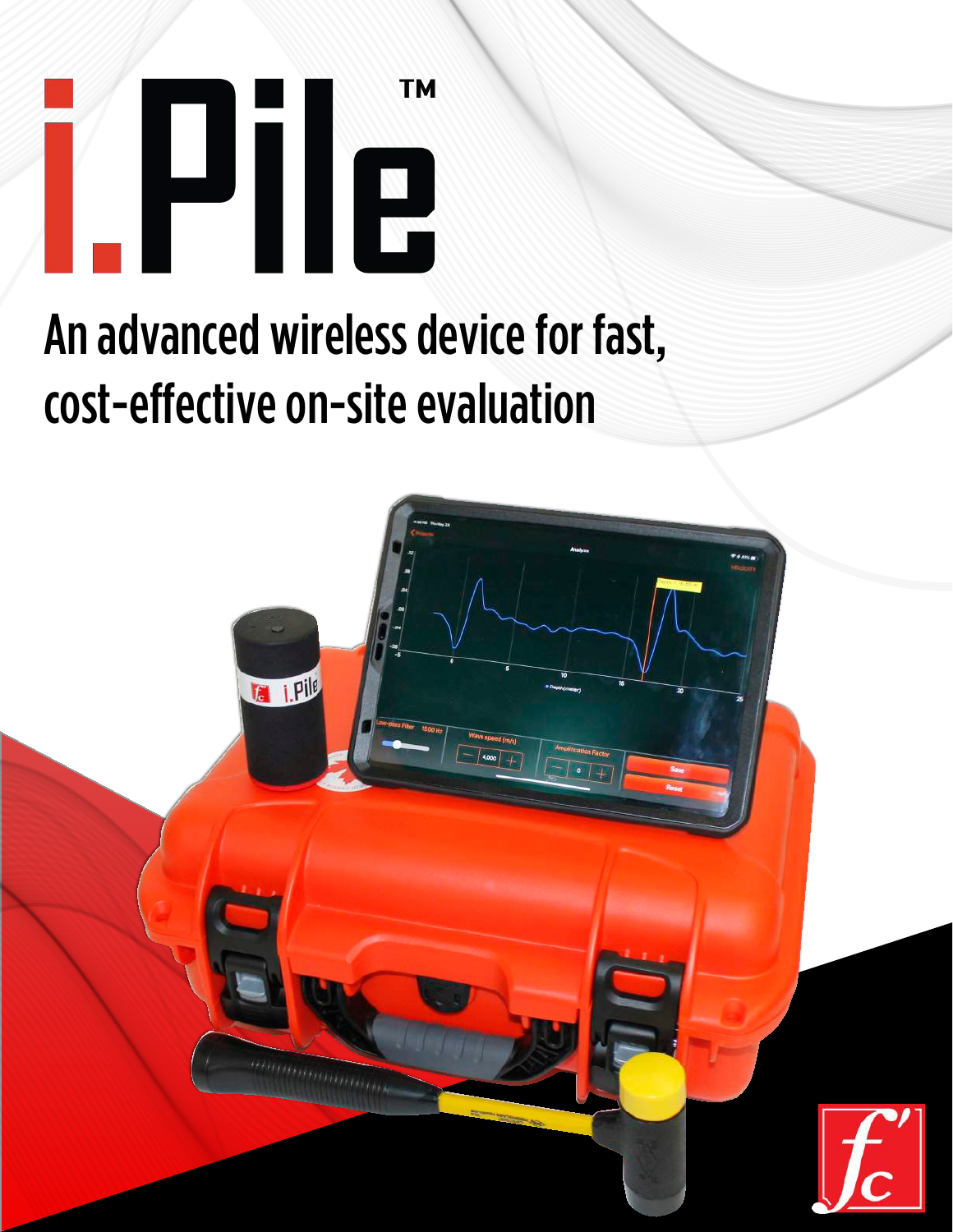# i.Pile™

## An advanced wireless device for fast, cost-effective on-site evaluation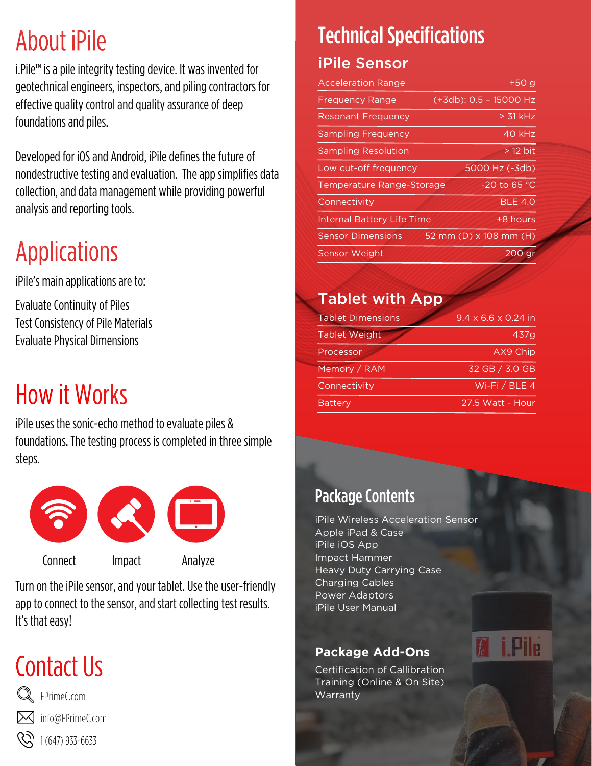# About iPile

i.Pile™ is a pile integrity testing device. It was invented for geotechnical engineers, inspectors, and piling contractors for effective quality control and quality assurance of deep foundations and piles.

Developed for iOS and Android, iPile defines the future of nondestructive testing and evaluation. The app simplifies data collection, and data management while providing powerful analysis and reporting tools.

# Applications

iPile's main applications are to:

Evaluate Continuity of Piles
Test Consistency of Pile Materials
Evaluate Physical Dimensions

# How it Works

iPile uses the sonic-echo method to evaluate piles & foundations. The testing process is completed in three simple steps.

Connect Impact Analyze

Turn on the iPile sensor, and your tablet. Use the user-friendly app to connect to the sensor, and start collecting test results. It's that easy!

# Contact Us

FPrimeC.com
info@FPrimeC.com
1 (647) 933-6633

# Technical Specifications

## iPile Sensor

| | |
|---|---|
| Acceleration Range | +50 g |
| Frequency Range | (+3db): 0.5 – 15000 Hz |
| Resonant Frequency | > 31 kHz |
| Sampling Frequency | 40 kHz |
| Sampling Resolution | > 12 bit |
| Low cut-off frequency | 5000 Hz (-3db) |
| Temperature Range-Storage | -20 to 65 ºC |
| Connectivity | BLE 4.0 |
| Internal Battery Life Time | +8 hours |
| Sensor Dimensions | 52 mm (D) x 108 mm (H) |
| Sensor Weight | 200 gr |

## Tablet with App

| | |
|---|---|
| Tablet Dimensions | 9.4 x 6.6 x 0.24 in |
| Tablet Weight | 437g |
| Processor | AX9 Chip |
| Memory / RAM | 32 GB / 3.0 GB |
| Connectivity | Wi-Fi / BLE 4 |
| Battery | 27.5 Watt - Hour |

## Package Contents

iPile Wireless Acceleration Sensor
Apple iPad & Case
iPile iOS App
Impact Hammer
Heavy Duty Carrying Case
Charging Cables
Power Adaptors
iPile User Manual

### Package Add-Ons

Certification of Callibration
Training (Online & On Site)
Warranty